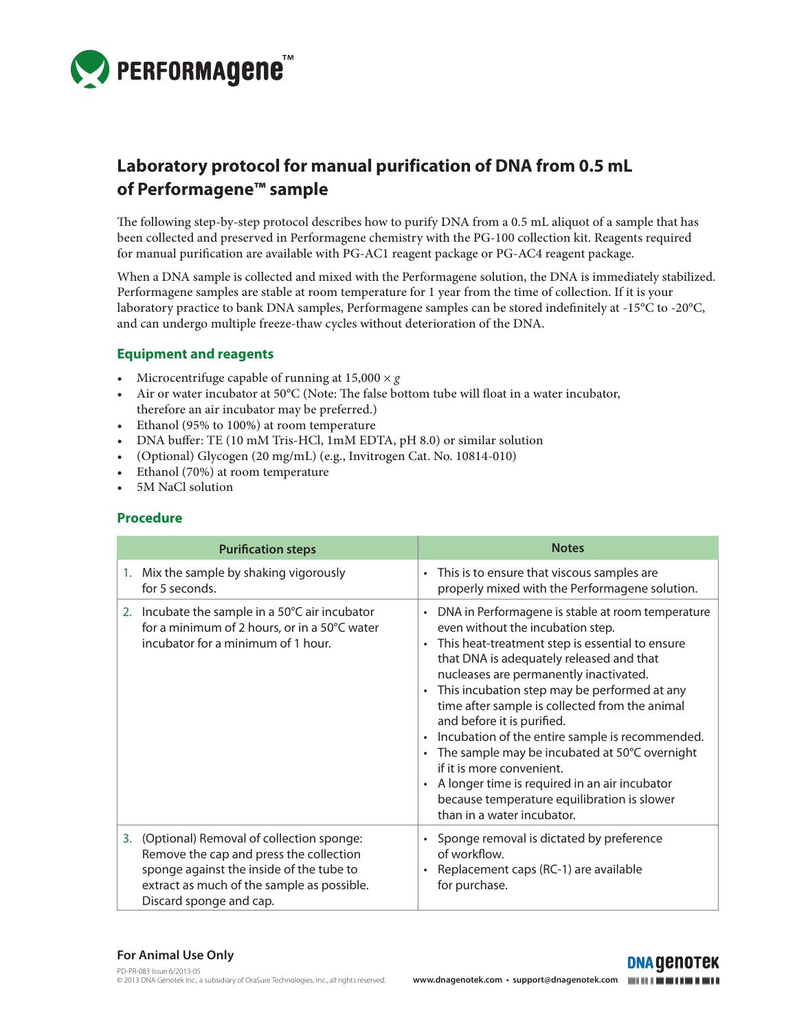# Laboratory protocol for manual purification of DNA from 0.5 mL of Performagene™ sample

The following step-by-step protocol describes how to purify DNA from a 0.5 mL aliquot of a sample that has been collected and preserved in Performagene chemistry with the PG-100 collection kit. Reagents required for manual purification are available with PG-AC1 reagent package or PG-AC4 reagent package.

When a DNA sample is collected and mixed with the Performagene solution, the DNA is immediately stabilized. Performagene samples are stable at room temperature for 1 year from the time of collection. If it is your laboratory practice to bank DNA samples, Performagene samples can be stored indefinitely at -15°C to -20°C, and can undergo multiple freeze-thaw cycles without deterioration of the DNA.

## Equipment and reagents

- Microcentrifuge capable of running at 15,000 × $g$
- Air or water incubator at 50°C (Note: The false bottom tube will float in a water incubator, therefore an air incubator may be preferred.)
- Ethanol (95% to 100%) at room temperature
- DNA buffer: TE (10 mM Tris-HCl, 1mM EDTA, pH 8.0) or similar solution
- (Optional) Glycogen (20 mg/mL) (e.g., Invitrogen Cat. No. 10814-010)
- Ethanol (70%) at room temperature
- 5M NaCl solution

## Procedure

| Purification steps | Notes |
| --- | --- |
| 1. Mix the sample by shaking vigorously for 5 seconds. | • This is to ensure that viscous samples are properly mixed with the Performagene solution. |
| 2. Incubate the sample in a 50°C air incubator for a minimum of 2 hours, or in a 50°C water incubator for a minimum of 1 hour. | • DNA in Performagene is stable at room temperature even without the incubation step.<br>• This heat-treatment step is essential to ensure that DNA is adequately released and that nucleases are permanently inactivated.<br>• This incubation step may be performed at any time after sample is collected from the animal and before it is purified.<br>• Incubation of the entire sample is recommended.<br>• The sample may be incubated at 50°C overnight if it is more convenient.<br>• A longer time is required in an air incubator because temperature equilibration is slower than in a water incubator. |
| 3. (Optional) Removal of collection sponge: Remove the cap and press the collection sponge against the inside of the tube to extract as much of the sample as possible. Discard sponge and cap. | • Sponge removal is dictated by preference of workflow.<br>• Replacement caps (RC-1) are available for purchase. |

**For Animal Use Only**

PD-PR-083 Issue 6/2013-05
© 2013 DNA Genotek Inc., a subsidiary of OraSure Technologies, Inc., all rights reserved.

www.dnagenotek.com • support@dnagenotek.com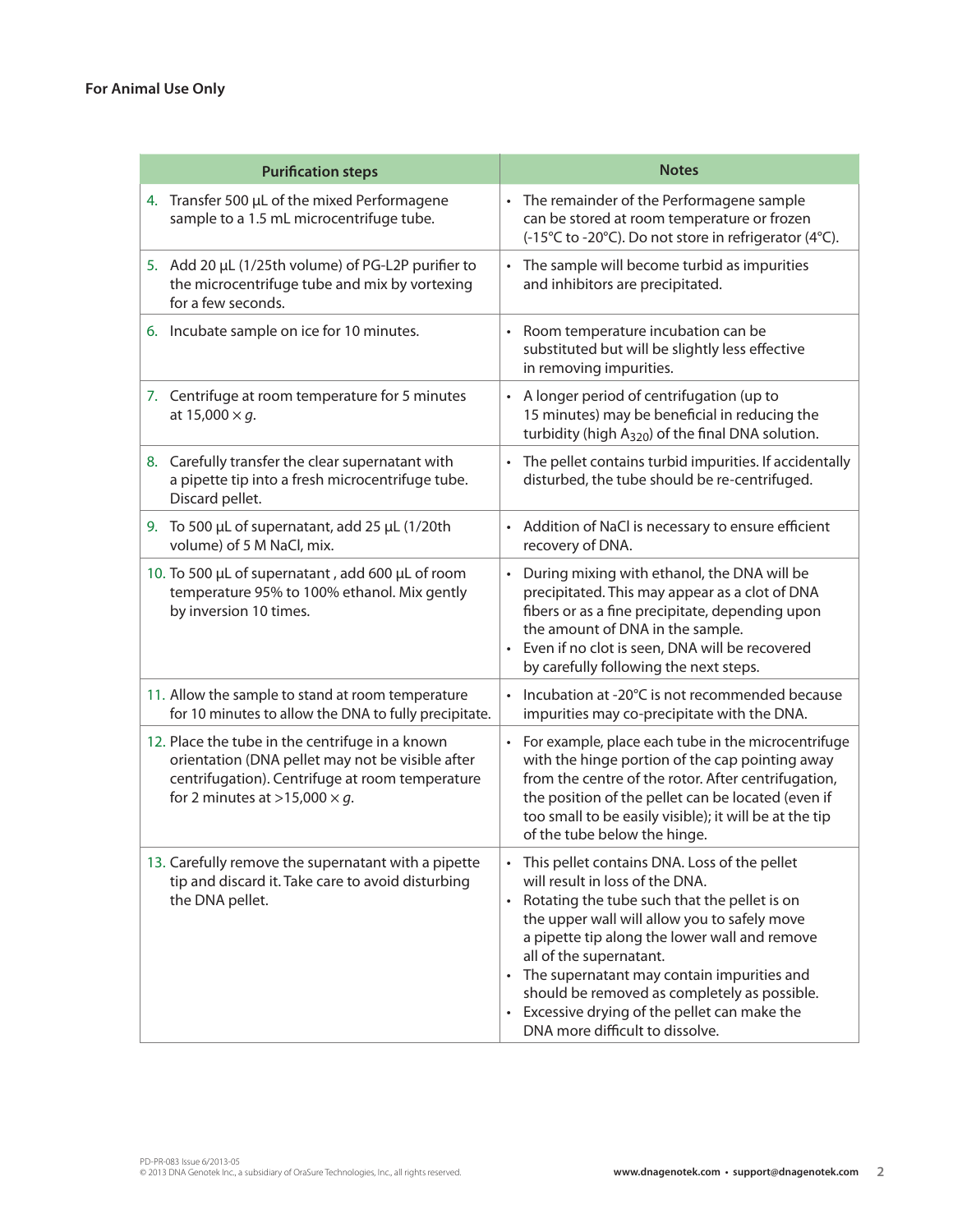**For Animal Use Only**

| Purification steps | Notes |
|---|---|
| 4. Transfer 500 µL of the mixed Performagene sample to a 1.5 mL microcentrifuge tube. | • The remainder of the Performagene sample can be stored at room temperature or frozen (-15°C to -20°C). Do not store in refrigerator (4°C). |
| 5. Add 20 µL (1/25th volume) of PG-L2P purifier to the microcentrifuge tube and mix by vortexing for a few seconds. | • The sample will become turbid as impurities and inhibitors are precipitated. |
| 6. Incubate sample on ice for 10 minutes. | • Room temperature incubation can be substituted but will be slightly less effective in removing impurities. |
| 7. Centrifuge at room temperature for 5 minutes at 15,000 × *g*. | • A longer period of centrifugation (up to 15 minutes) may be beneficial in reducing the turbidity (high $A_{320}$) of the final DNA solution. |
| 8. Carefully transfer the clear supernatant with a pipette tip into a fresh microcentrifuge tube. Discard pellet. | • The pellet contains turbid impurities. If accidentally disturbed, the tube should be re-centrifuged. |
| 9. To 500 µL of supernatant, add 25 µL (1/20th volume) of 5 M NaCl, mix. | • Addition of NaCl is necessary to ensure efficient recovery of DNA. |
| 10. To 500 µL of supernatant , add 600 µL of room temperature 95% to 100% ethanol. Mix gently by inversion 10 times. | • During mixing with ethanol, the DNA will be precipitated. This may appear as a clot of DNA fibers or as a fine precipitate, depending upon the amount of DNA in the sample.<br>• Even if no clot is seen, DNA will be recovered by carefully following the next steps. |
| 11. Allow the sample to stand at room temperature for 10 minutes to allow the DNA to fully precipitate. | • Incubation at -20°C is not recommended because impurities may co-precipitate with the DNA. |
| 12. Place the tube in the centrifuge in a known orientation (DNA pellet may not be visible after centrifugation). Centrifuge at room temperature for 2 minutes at >15,000 × *g*. | • For example, place each tube in the microcentrifuge with the hinge portion of the cap pointing away from the centre of the rotor. After centrifugation, the position of the pellet can be located (even if too small to be easily visible); it will be at the tip of the tube below the hinge. |
| 13. Carefully remove the supernatant with a pipette tip and discard it. Take care to avoid disturbing the DNA pellet. | • This pellet contains DNA. Loss of the pellet will result in loss of the DNA.<br>• Rotating the tube such that the pellet is on the upper wall will allow you to safely move a pipette tip along the lower wall and remove all of the supernatant.<br>• The supernatant may contain impurities and should be removed as completely as possible.<br>• Excessive drying of the pellet can make the DNA more difficult to dissolve. |

PD-PR-083 Issue 6/2013-05
© 2013 DNA Genotek Inc., a subsidiary of OraSure Technologies, Inc., all rights reserved.

www.dnagenotek.com • support@dnagenotek.com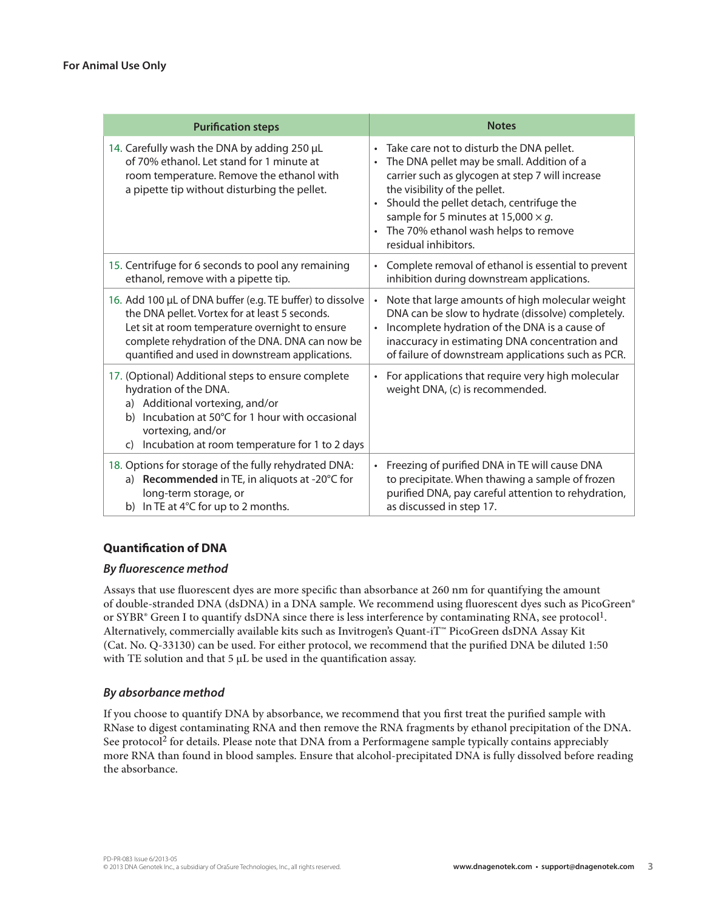**For Animal Use Only**

| Purification steps | Notes |
|---|---|
| 14. Carefully wash the DNA by adding 250 µL of 70% ethanol. Let stand for 1 minute at room temperature. Remove the ethanol with a pipette tip without disturbing the pellet. | • Take care not to disturb the DNA pellet.<br>• The DNA pellet may be small. Addition of a carrier such as glycogen at step 7 will increase the visibility of the pellet.<br>• Should the pellet detach, centrifuge the sample for 5 minutes at 15,000 × *g*.<br>• The 70% ethanol wash helps to remove residual inhibitors. |
| 15. Centrifuge for 6 seconds to pool any remaining ethanol, remove with a pipette tip. | • Complete removal of ethanol is essential to prevent inhibition during downstream applications. |
| 16. Add 100 µL of DNA buffer (e.g. TE buffer) to dissolve the DNA pellet. Vortex for at least 5 seconds. Let sit at room temperature overnight to ensure complete rehydration of the DNA. DNA can now be quantified and used in downstream applications. | • Note that large amounts of high molecular weight DNA can be slow to hydrate (dissolve) completely.<br>• Incomplete hydration of the DNA is a cause of inaccuracy in estimating DNA concentration and of failure of downstream applications such as PCR. |
| 17. (Optional) Additional steps to ensure complete hydration of the DNA.<br>a) Additional vortexing, and/or<br>b) Incubation at 50°C for 1 hour with occasional vortexing, and/or<br>c) Incubation at room temperature for 1 to 2 days | • For applications that require very high molecular weight DNA, (c) is recommended. |
| 18. Options for storage of the fully rehydrated DNA:<br>a) **Recommended** in TE, in aliquots at -20°C for long-term storage, or<br>b) In TE at 4°C for up to 2 months. | • Freezing of purified DNA in TE will cause DNA to precipitate. When thawing a sample of frozen purified DNA, pay careful attention to rehydration, as discussed in step 17. |

### Quantification of DNA

#### *By fluorescence method*

Assays that use fluorescent dyes are more specific than absorbance at 260 nm for quantifying the amount of double-stranded DNA (dsDNA) in a DNA sample. We recommend using fluorescent dyes such as PicoGreen® or SYBR® Green I to quantify dsDNA since there is less interference by contaminating RNA, see protocol[1]. Alternatively, commercially available kits such as Invitrogen's Quant-iT™ PicoGreen dsDNA Assay Kit (Cat. No. Q-33130) can be used. For either protocol, we recommend that the purified DNA be diluted 1:50 with TE solution and that 5 µL be used in the quantification assay.

#### *By absorbance method*

If you choose to quantify DNA by absorbance, we recommend that you first treat the purified sample with RNase to digest contaminating RNA and then remove the RNA fragments by ethanol precipitation of the DNA. See protocol[2] for details. Please note that DNA from a Performagene sample typically contains appreciably more RNA than found in blood samples. Ensure that alcohol-precipitated DNA is fully dissolved before reading the absorbance.

PD-PR-083 Issue 6/2013-05
© 2013 DNA Genotek Inc., a subsidiary of OraSure Technologies, Inc., all rights reserved.

www.dnagenotek.com • support@dnagenotek.com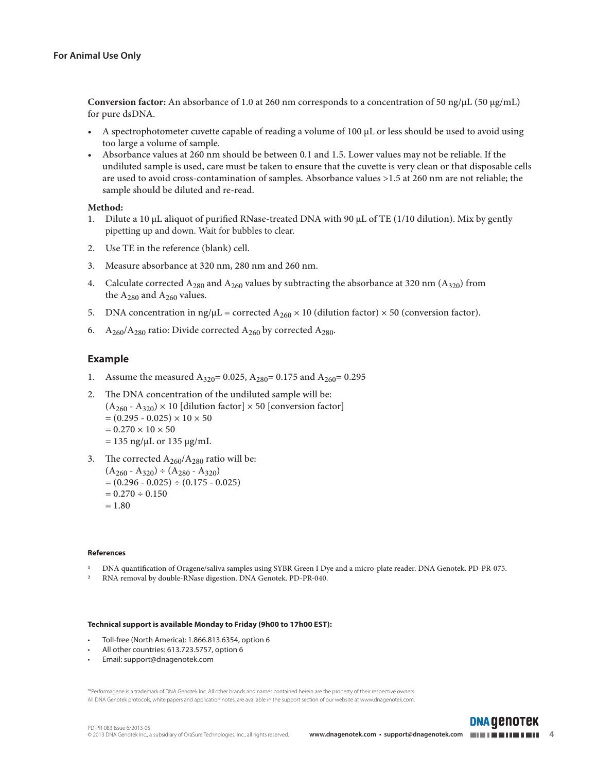**For Animal Use Only**

**Conversion factor:** An absorbance of 1.0 at 260 nm corresponds to a concentration of 50 ng/µL (50 µg/mL) for pure dsDNA.

- A spectrophotometer cuvette capable of reading a volume of 100 µL or less should be used to avoid using too large a volume of sample.
- Absorbance values at 260 nm should be between 0.1 and 1.5. Lower values may not be reliable. If the undiluted sample is used, care must be taken to ensure that the cuvette is very clean or that disposable cells are used to avoid cross-contamination of samples. Absorbance values >1.5 at 260 nm are not reliable; the sample should be diluted and re-read.

**Method:**

1. Dilute a 10 µL aliquot of purified RNase-treated DNA with 90 µL of TE (1/10 dilution). Mix by gently pipetting up and down. Wait for bubbles to clear.
2. Use TE in the reference (blank) cell.
3. Measure absorbance at 320 nm, 280 nm and 260 nm.
4. Calculate corrected $A_{280}$ and $A_{260}$ values by subtracting the absorbance at 320 nm ($A_{320}$) from the $A_{280}$ and $A_{260}$ values.
5. DNA concentration in ng/µL = corrected $A_{260}$ × 10 (dilution factor) × 50 (conversion factor).
6. $A_{260}/A_{280}$ ratio: Divide corrected $A_{260}$ by corrected $A_{280}$.

## Example

1. Assume the measured $A_{320}$= 0.025, $A_{280}$= 0.175 and $A_{260}$= 0.295
2. The DNA concentration of the undiluted sample will be:
   $(A_{260} - A_{320}) \times 10$ [dilution factor] $\times 50$ [conversion factor]
   $= (0.295 - 0.025) \times 10 \times 50$
   $= 0.270 \times 10 \times 50$
   = 135 ng/µL or 135 µg/mL
3. The corrected $A_{260}/A_{280}$ ratio will be:
   $(A_{260} - A_{320}) \div (A_{280} - A_{320})$
   $= (0.296 - 0.025) \div (0.175 - 0.025)$
   $= 0.270 \div 0.150$
   $= 1.80$

**References**

[1] DNA quantification of Oragene/saliva samples using SYBR Green I Dye and a micro-plate reader. DNA Genotek. PD-PR-075.

[2] RNA removal by double-RNase digestion. DNA Genotek. PD-PR-040.

**Technical support is available Monday to Friday (9h00 to 17h00 EST):**

- Toll-free (North America): 1.866.813.6354, option 6
- All other countries: 613.723.5757, option 6
- Email: support@dnagenotek.com

™Performagene is a trademark of DNA Genotek Inc. All other brands and names contained herein are the property of their respective owners.
All DNA Genotek protocols, white papers and application notes, are available in the support section of our website at www.dnagenotek.com.

PD-PR-083 Issue 6/2013-05
© 2013 DNA Genotek Inc., a subsidiary of OraSure Technologies, Inc., all rights reserved.

www.dnagenotek.com • support@dnagenotek.com